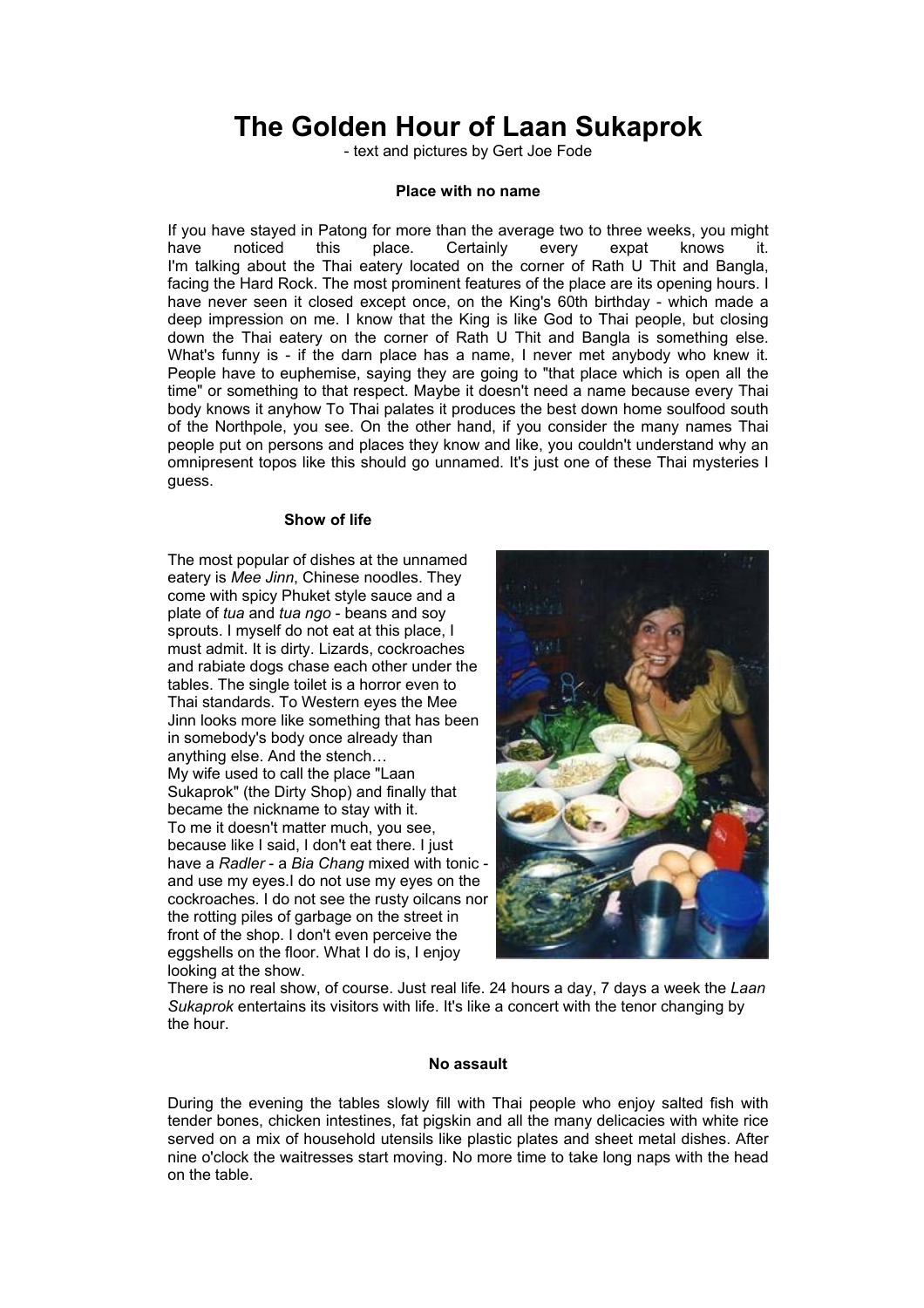# The Golden Hour of Laan Sukaprok

- text and pictures by Gert Joe Fode

### Place with no name

If you have stayed in Patong for more than the average two to three weeks, you might have noticed this place. Certainly every expat knows it. I'm talking about the Thai eatery located on the corner of Rath U Thit and Bangla, facing the Hard Rock. The most prominent features of the place are its opening hours. I have never seen it closed except once, on the King's 60th birthday - which made a deep impression on me. I know that the King is like God to Thai people, but closing down the Thai eatery on the corner of Rath U Thit and Bangla is something else. What's funny is - if the darn place has a name, I never met anybody who knew it. People have to euphemise, saying they are going to "that place which is open all the time" or something to that respect. Maybe it doesn't need a name because every Thai body knows it anyhow To Thai palates it produces the best down home soulfood south of the Northpole, you see. On the other hand, if you consider the many names Thai people put on persons and places they know and like, you couldn't understand why an omnipresent topos like this should go unnamed. It's just one of these Thai mysteries I guess.

### Show of life

The most popular of dishes at the unnamed eatery is *Mee Jinn*, Chinese noodles. They come with spicy Phuket style sauce and a plate of *tua* and *tua ngo* - beans and soy sprouts. I myself do not eat at this place, I must admit. It is dirty. Lizards, cockroaches and rabiate dogs chase each other under the tables. The single toilet is a horror even to Thai standards. To Western eyes the Mee Jinn looks more like something that has been in somebody's body once already than anything else. And the stench…
My wife used to call the place "Laan Sukaprok" (the Dirty Shop) and finally that became the nickname to stay with it.
To me it doesn't matter much, you see, because like I said, I don't eat there. I just have a *Radler* - a *Bia Chang* mixed with tonic - and use my eyes.I do not use my eyes on the cockroaches. I do not see the rusty oilcans nor the rotting piles of garbage on the street in front of the shop. I don't even perceive the eggshells on the floor. What I do is, I enjoy looking at the show.
There is no real show, of course. Just real life. 24 hours a day, 7 days a week the *Laan Sukaprok* entertains its visitors with life. It's like a concert with the tenor changing by the hour.

### No assault

During the evening the tables slowly fill with Thai people who enjoy salted fish with tender bones, chicken intestines, fat pigskin and all the many delicacies with white rice served on a mix of household utensils like plastic plates and sheet metal dishes. After nine o'clock the waitresses start moving. No more time to take long naps with the head on the table.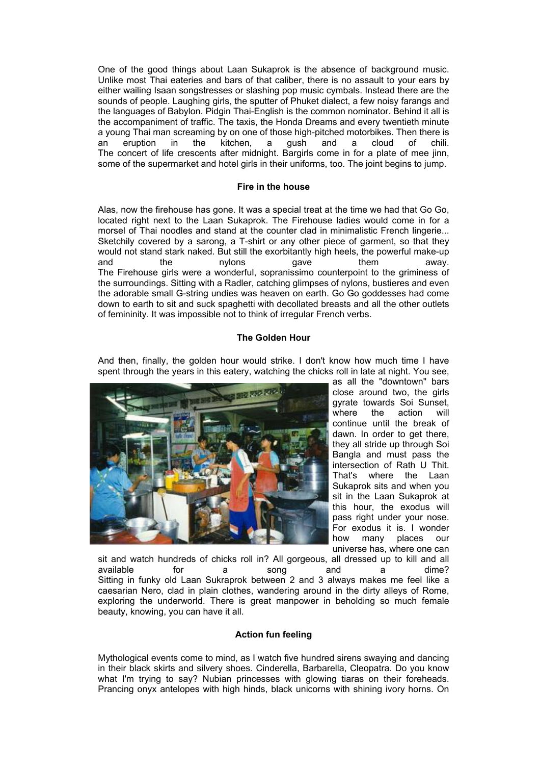One of the good things about Laan Sukaprok is the absence of background music. Unlike most Thai eateries and bars of that caliber, there is no assault to your ears by either wailing Isaan songstresses or slashing pop music cymbals. Instead there are the sounds of people. Laughing girls, the sputter of Phuket dialect, a few noisy farangs and the languages of Babylon. Pidgin Thai-English is the common nominator. Behind it all is the accompaniment of traffic. The taxis, the Honda Dreams and every twentieth minute a young Thai man screaming by on one of those high-pitched motorbikes. Then there is an eruption in the kitchen, a gush and a cloud of chili.
The concert of life crescents after midnight. Bargirls come in for a plate of mee jinn, some of the supermarket and hotel girls in their uniforms, too. The joint begins to jump.

#### Fire in the house

Alas, now the firehouse has gone. It was a special treat at the time we had that Go Go, located right next to the Laan Sukaprok. The Firehouse ladies would come in for a morsel of Thai noodles and stand at the counter clad in minimalistic French lingerie... Sketchily covered by a sarong, a T-shirt or any other piece of garment, so that they would not stand stark naked. But still the exorbitantly high heels, the powerful make-up and the nylons gave them away.
The Firehouse girls were a wonderful, sopranissimo counterpoint to the griminess of the surroundings. Sitting with a Radler, catching glimpses of nylons, bustieres and even the adorable small G-string undies was heaven on earth. Go Go goddesses had come down to earth to sit and suck spaghetti with decollated breasts and all the other outlets of femininity. It was impossible not to think of irregular French verbs.

#### The Golden Hour

And then, finally, the golden hour would strike. I don't know how much time I have spent through the years in this eatery, watching the chicks roll in late at night. You see, as all the "downtown" bars close around two, the girls gyrate towards Soi Sunset, where the action will continue until the break of dawn. In order to get there, they all stride up through Soi Bangla and must pass the intersection of Rath U Thit. That's where the Laan Sukaprok sits and when you sit in the Laan Sukaprok at this hour, the exodus will pass right under your nose. For exodus it is. I wonder how many places our universe has, where one can sit and watch hundreds of chicks roll in? All gorgeous, all dressed up to kill and all available for a song and a dime?
Sitting in funky old Laan Sukraprok between 2 and 3 always makes me feel like a caesarian Nero, clad in plain clothes, wandering around in the dirty alleys of Rome, exploring the underworld. There is great manpower in beholding so much female beauty, knowing, you can have it all.

#### Action fun feeling

Mythological events come to mind, as I watch five hundred sirens swaying and dancing in their black skirts and silvery shoes. Cinderella, Barbarella, Cleopatra. Do you know what I'm trying to say? Nubian princesses with glowing tiaras on their foreheads. Prancing onyx antelopes with high hinds, black unicorns with shining ivory horns. On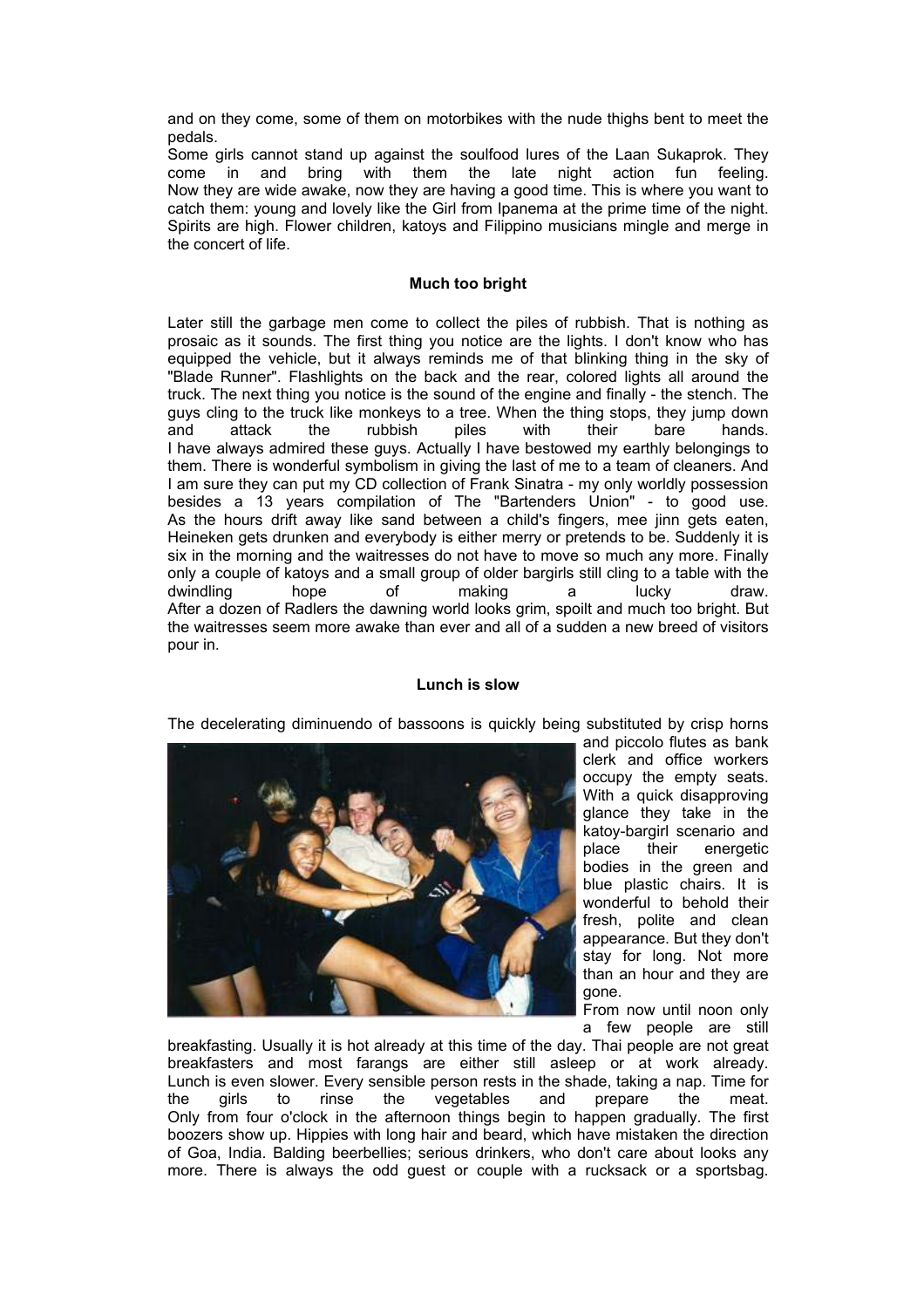and on they come, some of them on motorbikes with the nude thighs bent to meet the pedals.

Some girls cannot stand up against the soulfood lures of the Laan Sukaprok. They come in and bring with them the late night action fun feeling. Now they are wide awake, now they are having a good time. This is where you want to catch them: young and lovely like the Girl from Ipanema at the prime time of the night. Spirits are high. Flower children, katoys and Filippino musicians mingle and merge in the concert of life.

**Much too bright**

Later still the garbage men come to collect the piles of rubbish. That is nothing as prosaic as it sounds. The first thing you notice are the lights. I don't know who has equipped the vehicle, but it always reminds me of that blinking thing in the sky of "Blade Runner". Flashlights on the back and the rear, colored lights all around the truck. The next thing you notice is the sound of the engine and finally - the stench. The guys cling to the truck like monkeys to a tree. When the thing stops, they jump down and attack the rubbish piles with their bare hands.

I have always admired these guys. Actually I have bestowed my earthly belongings to them. There is wonderful symbolism in giving the last of me to a team of cleaners. And I am sure they can put my CD collection of Frank Sinatra - my only worldly possession besides a 13 years compilation of The "Bartenders Union" - to good use.

As the hours drift away like sand between a child's fingers, mee jinn gets eaten, Heineken gets drunken and everybody is either merry or pretends to be. Suddenly it is six in the morning and the waitresses do not have to move so much any more. Finally only a couple of katoys and a small group of older bargirls still cling to a table with the dwindling hope of making a lucky draw.

After a dozen of Radlers the dawning world looks grim, spoilt and much too bright. But the waitresses seem more awake than ever and all of a sudden a new breed of visitors pour in.

**Lunch is slow**

The decelerating diminuendo of bassoons is quickly being substituted by crisp horns and piccolo flutes as bank clerk and office workers occupy the empty seats. With a quick disapproving glance they take in the katoy-bargirl scenario and place their energetic bodies in the green and blue plastic chairs. It is wonderful to behold their fresh, polite and clean appearance. But they don't stay for long. Not more than an hour and they are gone.

From now until noon only a few people are still breakfasting. Usually it is hot already at this time of the day. Thai people are not great breakfasters and most farangs are either still asleep or at work already. Lunch is even slower. Every sensible person rests in the shade, taking a nap. Time for the girls to rinse the vegetables and prepare the meat.

Only from four o'clock in the afternoon things begin to happen gradually. The first boozers show up. Hippies with long hair and beard, which have mistaken the direction of Goa, India. Balding beerbellies; serious drinkers, who don't care about looks any more. There is always the odd guest or couple with a rucksack or a sportsbag.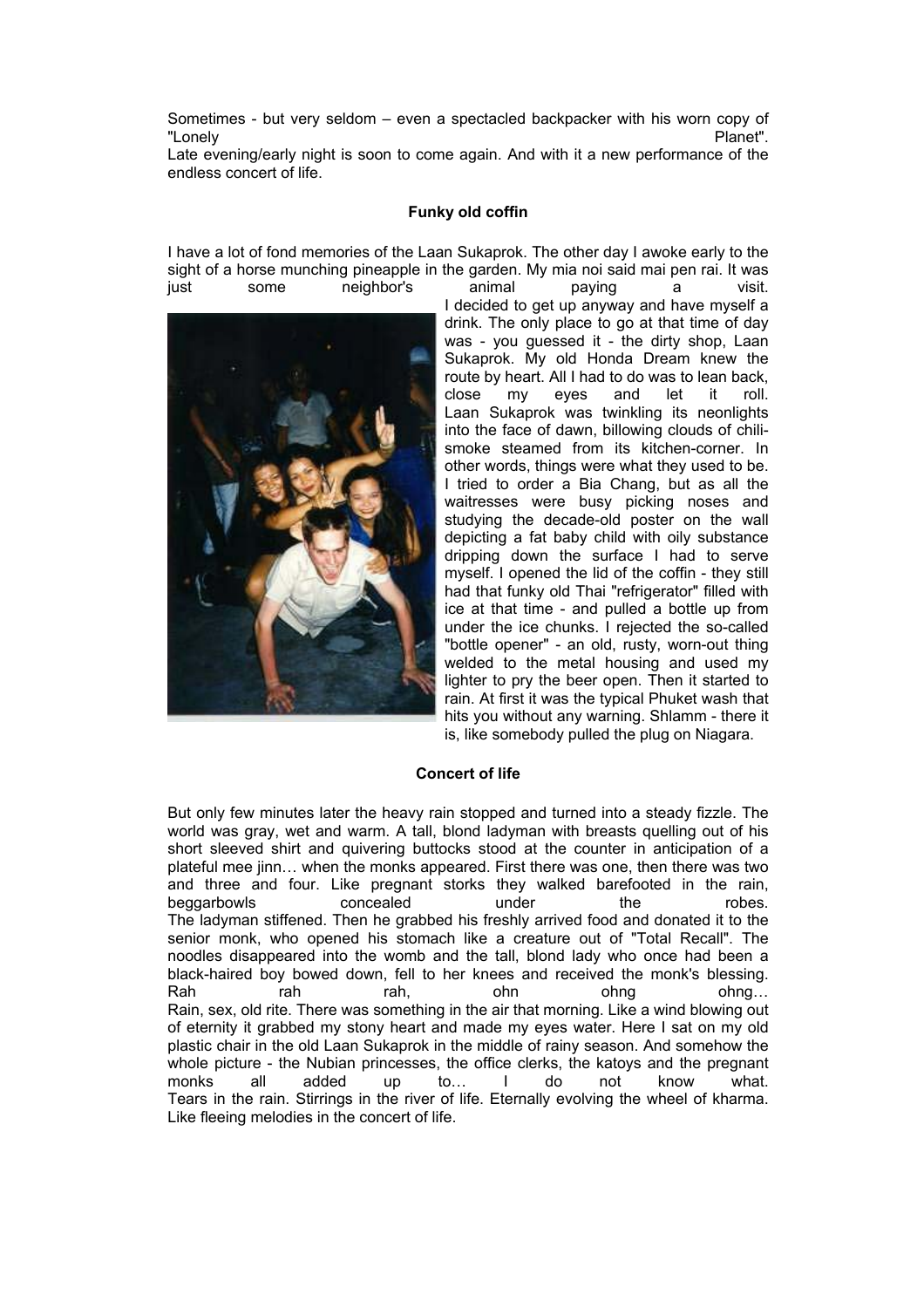Sometimes - but very seldom – even a spectacled backpacker with his worn copy of "Lonely Planet".

Late evening/early night is soon to come again. And with it a new performance of the endless concert of life.

**Funky old coffin**

I have a lot of fond memories of the Laan Sukaprok. The other day I awoke early to the sight of a horse munching pineapple in the garden. My mia noi said mai pen rai. It was just some neighbor's animal paying a visit.

I decided to get up anyway and have myself a drink. The only place to go at that time of day was - you guessed it - the dirty shop, Laan Sukaprok. My old Honda Dream knew the route by heart. All I had to do was to lean back, close my eyes and let it roll. Laan Sukaprok was twinkling its neonlights into the face of dawn, billowing clouds of chili-smoke steamed from its kitchen-corner. In other words, things were what they used to be. I tried to order a Bia Chang, but as all the waitresses were busy picking noses and studying the decade-old poster on the wall depicting a fat baby child with oily substance dripping down the surface I had to serve myself. I opened the lid of the coffin - they still had that funky old Thai "refrigerator" filled with ice at that time - and pulled a bottle up from under the ice chunks. I rejected the so-called "bottle opener" - an old, rusty, worn-out thing welded to the metal housing and used my lighter to pry the beer open. Then it started to rain. At first it was the typical Phuket wash that hits you without any warning. Shlamm - there it is, like somebody pulled the plug on Niagara.

**Concert of life**

But only few minutes later the heavy rain stopped and turned into a steady fizzle. The world was gray, wet and warm. A tall, blond ladyman with breasts quelling out of his short sleeved shirt and quivering buttocks stood at the counter in anticipation of a plateful mee jinn… when the monks appeared. First there was one, then there was two and three and four. Like pregnant storks they walked barefooted in the rain, beggarbowls concealed under the robes.

The ladyman stiffened. Then he grabbed his freshly arrived food and donated it to the senior monk, who opened his stomach like a creature out of "Total Recall". The noodles disappeared into the womb and the tall, blond lady who once had been a black-haired boy bowed down, fell to her knees and received the monk's blessing.

Rah rah rah, ohn ohng ohng…

Rain, sex, old rite. There was something in the air that morning. Like a wind blowing out of eternity it grabbed my stony heart and made my eyes water. Here I sat on my old plastic chair in the old Laan Sukaprok in the middle of rainy season. And somehow the whole picture - the Nubian princesses, the office clerks, the katoys and the pregnant monks all added up to… I do not know what.

Tears in the rain. Stirrings in the river of life. Eternally evolving the wheel of kharma. Like fleeing melodies in the concert of life.